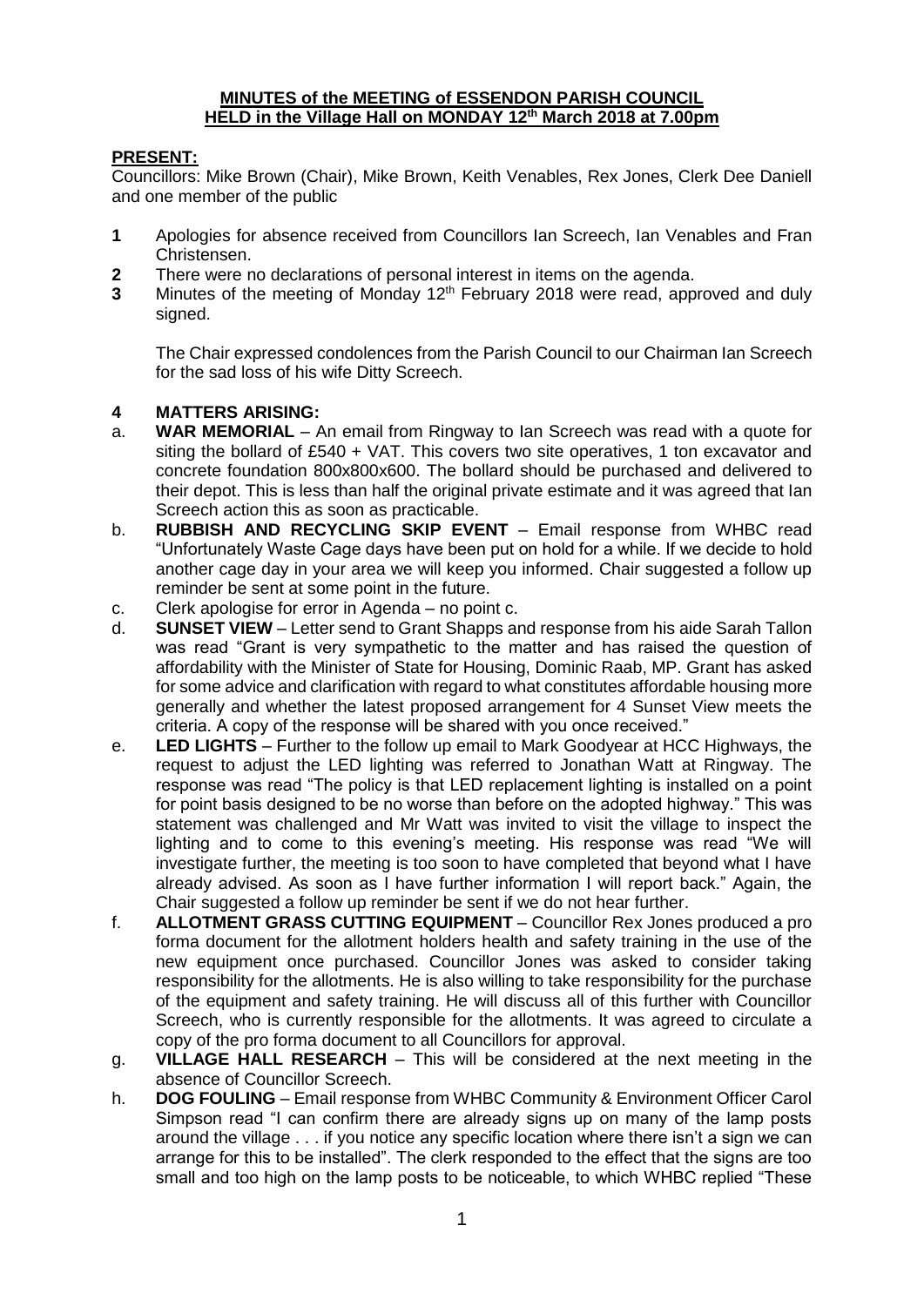**MINUTES of the MEETING of ESSENDON PARISH COUNCIL**
**HELD in the Village Hall on MONDAY 12th March 2018 at 7.00pm**

**PRESENT:**

Councillors: Mike Brown (Chair), Mike Brown, Keith Venables, Rex Jones, Clerk Dee Daniell and one member of the public

**1** Apologies for absence received from Councillors Ian Screech, Ian Venables and Fran Christensen.

**2** There were no declarations of personal interest in items on the agenda.

**3** Minutes of the meeting of Monday 12th February 2018 were read, approved and duly signed.

The Chair expressed condolences from the Parish Council to our Chairman Ian Screech for the sad loss of his wife Ditty Screech.

**4 MATTERS ARISING:**

a. **WAR MEMORIAL** – An email from Ringway to Ian Screech was read with a quote for siting the bollard of £540 + VAT. This covers two site operatives, 1 ton excavator and concrete foundation 800x800x600. The bollard should be purchased and delivered to their depot. This is less than half the original private estimate and it was agreed that Ian Screech action this as soon as practicable.

b. **RUBBISH AND RECYCLING SKIP EVENT** – Email response from WHBC read "Unfortunately Waste Cage days have been put on hold for a while. If we decide to hold another cage day in your area we will keep you informed. Chair suggested a follow up reminder be sent at some point in the future.

c. Clerk apologise for error in Agenda – no point c.

d. **SUNSET VIEW** – Letter send to Grant Shapps and response from his aide Sarah Tallon was read "Grant is very sympathetic to the matter and has raised the question of affordability with the Minister of State for Housing, Dominic Raab, MP. Grant has asked for some advice and clarification with regard to what constitutes affordable housing more generally and whether the latest proposed arrangement for 4 Sunset View meets the criteria. A copy of the response will be shared with you once received."

e. **LED LIGHTS** – Further to the follow up email to Mark Goodyear at HCC Highways, the request to adjust the LED lighting was referred to Jonathan Watt at Ringway. The response was read "The policy is that LED replacement lighting is installed on a point for point basis designed to be no worse than before on the adopted highway." This was statement was challenged and Mr Watt was invited to visit the village to inspect the lighting and to come to this evening's meeting. His response was read "We will investigate further, the meeting is too soon to have completed that beyond what I have already advised. As soon as I have further information I will report back." Again, the Chair suggested a follow up reminder be sent if we do not hear further.

f. **ALLOTMENT GRASS CUTTING EQUIPMENT** – Councillor Rex Jones produced a pro forma document for the allotment holders health and safety training in the use of the new equipment once purchased. Councillor Jones was asked to consider taking responsibility for the allotments. He is also willing to take responsibility for the purchase of the equipment and safety training. He will discuss all of this further with Councillor Screech, who is currently responsible for the allotments. It was agreed to circulate a copy of the pro forma document to all Councillors for approval.

g. **VILLAGE HALL RESEARCH** – This will be considered at the next meeting in the absence of Councillor Screech.

h. **DOG FOULING** – Email response from WHBC Community & Environment Officer Carol Simpson read "I can confirm there are already signs up on many of the lamp posts around the village . . . if you notice any specific location where there isn't a sign we can arrange for this to be installed". The clerk responded to the effect that the signs are too small and too high on the lamp posts to be noticeable, to which WHBC replied "These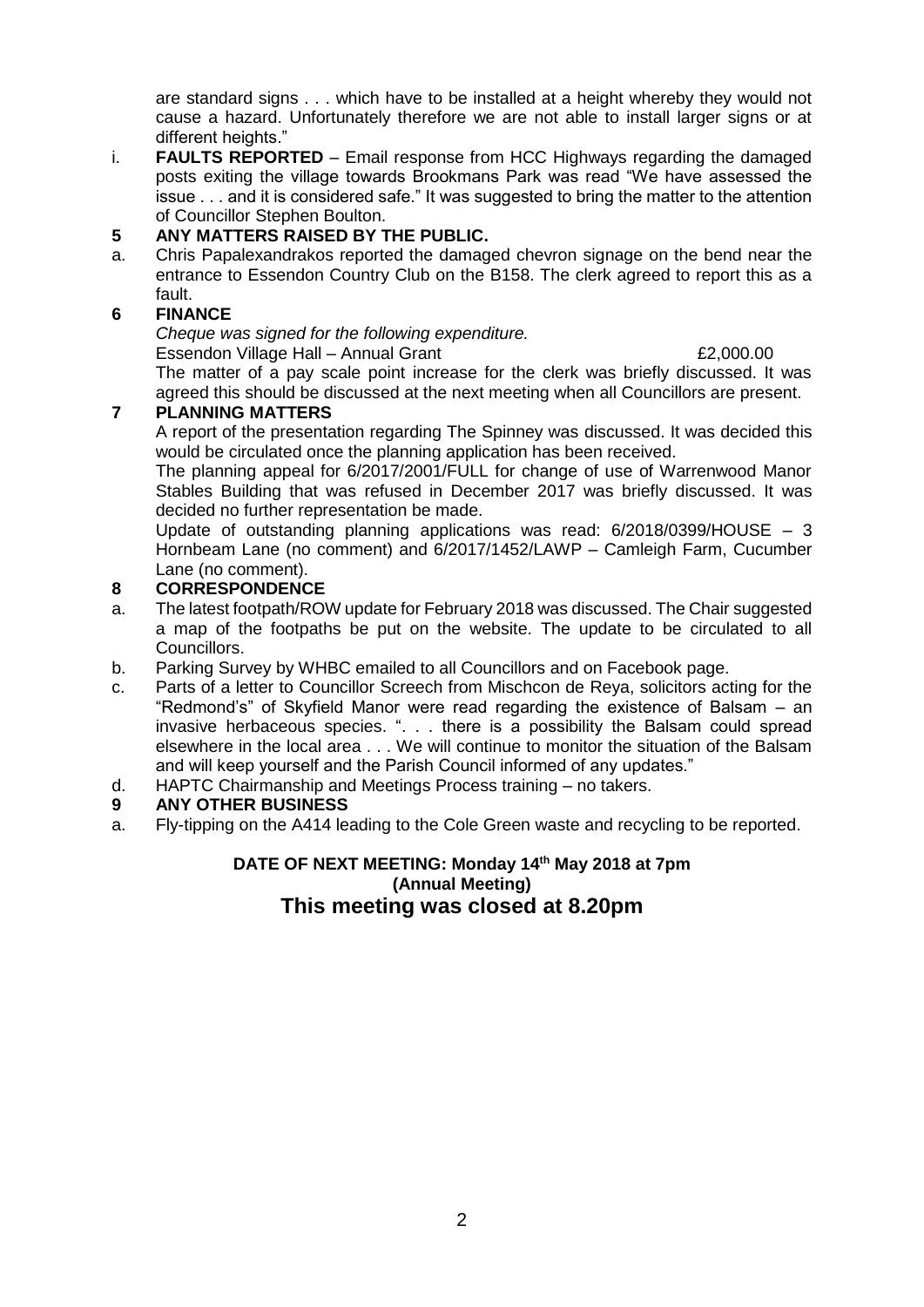are standard signs . . . which have to be installed at a height whereby they would not cause a hazard. Unfortunately therefore we are not able to install larger signs or at different heights."

i. **FAULTS REPORTED** – Email response from HCC Highways regarding the damaged posts exiting the village towards Brookmans Park was read "We have assessed the issue . . . and it is considered safe." It was suggested to bring the matter to the attention of Councillor Stephen Boulton.

## 5 ANY MATTERS RAISED BY THE PUBLIC.

a. Chris Papalexandrakos reported the damaged chevron signage on the bend near the entrance to Essendon Country Club on the B158. The clerk agreed to report this as a fault.

## 6 FINANCE

*Cheque was signed for the following expenditure.*

Essendon Village Hall – Annual Grant £2,000.00

The matter of a pay scale point increase for the clerk was briefly discussed. It was agreed this should be discussed at the next meeting when all Councillors are present.

## 7 PLANNING MATTERS

A report of the presentation regarding The Spinney was discussed. It was decided this would be circulated once the planning application has been received.

The planning appeal for 6/2017/2001/FULL for change of use of Warrenwood Manor Stables Building that was refused in December 2017 was briefly discussed. It was decided no further representation be made.

Update of outstanding planning applications was read: 6/2018/0399/HOUSE – 3 Hornbeam Lane (no comment) and 6/2017/1452/LAWP – Camleigh Farm, Cucumber Lane (no comment).

## 8 CORRESPONDENCE

a. The latest footpath/ROW update for February 2018 was discussed. The Chair suggested a map of the footpaths be put on the website. The update to be circulated to all Councillors.
b. Parking Survey by WHBC emailed to all Councillors and on Facebook page.
c. Parts of a letter to Councillor Screech from Mischcon de Reya, solicitors acting for the "Redmond's" of Skyfield Manor were read regarding the existence of Balsam – an invasive herbaceous species. ". . . there is a possibility the Balsam could spread elsewhere in the local area . . . We will continue to monitor the situation of the Balsam and will keep yourself and the Parish Council informed of any updates."
d. HAPTC Chairmanship and Meetings Process training – no takers.

## 9 ANY OTHER BUSINESS

a. Fly-tipping on the A414 leading to the Cole Green waste and recycling to be reported.

**DATE OF NEXT MEETING: Monday 14th May 2018 at 7pm**
**(Annual Meeting)**

## This meeting was closed at 8.20pm